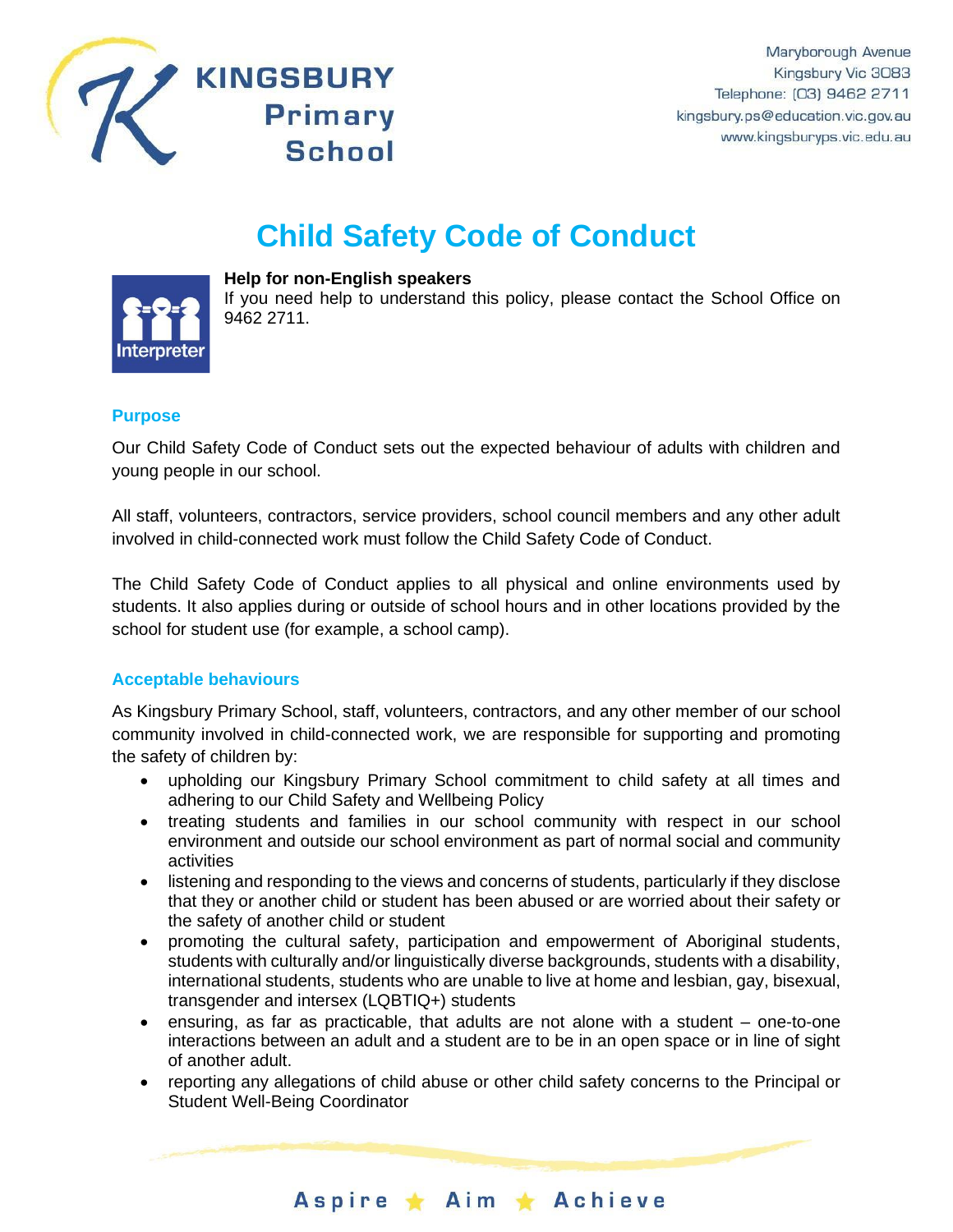KINGSBURY Primary School

Maryborough Avenue
Kingsbury Vic 3083
Telephone: (03) 9462 2711
kingsbury.ps@education.vic.gov.au
www.kingsburyps.vic.edu.au

# Child Safety Code of Conduct

**Help for non-English speakers**
If you need help to understand this policy, please contact the School Office on 9462 2711.

## Purpose

Our Child Safety Code of Conduct sets out the expected behaviour of adults with children and young people in our school.

All staff, volunteers, contractors, service providers, school council members and any other adult involved in child-connected work must follow the Child Safety Code of Conduct.

The Child Safety Code of Conduct applies to all physical and online environments used by students. It also applies during or outside of school hours and in other locations provided by the school for student use (for example, a school camp).

## Acceptable behaviours

As Kingsbury Primary School, staff, volunteers, contractors, and any other member of our school community involved in child-connected work, we are responsible for supporting and promoting the safety of children by:

- upholding our Kingsbury Primary School commitment to child safety at all times and adhering to our Child Safety and Wellbeing Policy
- treating students and families in our school community with respect in our school environment and outside our school environment as part of normal social and community activities
- listening and responding to the views and concerns of students, particularly if they disclose that they or another child or student has been abused or are worried about their safety or the safety of another child or student
- promoting the cultural safety, participation and empowerment of Aboriginal students, students with culturally and/or linguistically diverse backgrounds, students with a disability, international students, students who are unable to live at home and lesbian, gay, bisexual, transgender and intersex (LQBTIQ+) students
- ensuring, as far as practicable, that adults are not alone with a student – one-to-one interactions between an adult and a student are to be in an open space or in line of sight of another adult.
- reporting any allegations of child abuse or other child safety concerns to the Principal or Student Well-Being Coordinator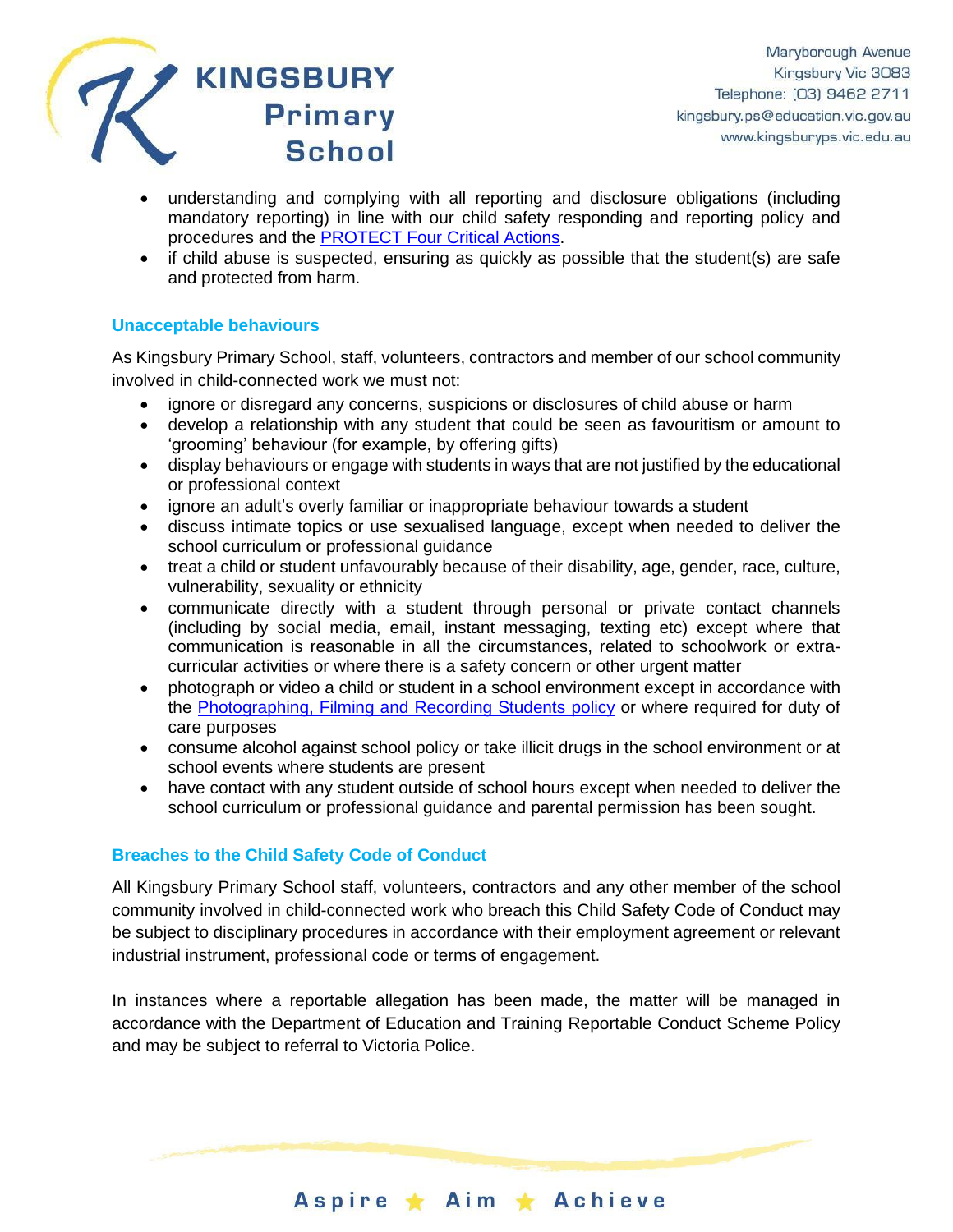- understanding and complying with all reporting and disclosure obligations (including mandatory reporting) in line with our child safety responding and reporting policy and procedures and the [PROTECT Four Critical Actions](#).
- if child abuse is suspected, ensuring as quickly as possible that the student(s) are safe and protected from harm.

### Unacceptable behaviours

As Kingsbury Primary School, staff, volunteers, contractors and member of our school community involved in child-connected work we must not:

- ignore or disregard any concerns, suspicions or disclosures of child abuse or harm
- develop a relationship with any student that could be seen as favouritism or amount to 'grooming' behaviour (for example, by offering gifts)
- display behaviours or engage with students in ways that are not justified by the educational or professional context
- ignore an adult's overly familiar or inappropriate behaviour towards a student
- discuss intimate topics or use sexualised language, except when needed to deliver the school curriculum or professional guidance
- treat a child or student unfavourably because of their disability, age, gender, race, culture, vulnerability, sexuality or ethnicity
- communicate directly with a student through personal or private contact channels (including by social media, email, instant messaging, texting etc) except where that communication is reasonable in all the circumstances, related to schoolwork or extra-curricular activities or where there is a safety concern or other urgent matter
- photograph or video a child or student in a school environment except in accordance with the [Photographing, Filming and Recording Students policy](#) or where required for duty of care purposes
- consume alcohol against school policy or take illicit drugs in the school environment or at school events where students are present
- have contact with any student outside of school hours except when needed to deliver the school curriculum or professional guidance and parental permission has been sought.

### Breaches to the Child Safety Code of Conduct

All Kingsbury Primary School staff, volunteers, contractors and any other member of the school community involved in child-connected work who breach this Child Safety Code of Conduct may be subject to disciplinary procedures in accordance with their employment agreement or relevant industrial instrument, professional code or terms of engagement.

In instances where a reportable allegation has been made, the matter will be managed in accordance with the Department of Education and Training Reportable Conduct Scheme Policy and may be subject to referral to Victoria Police.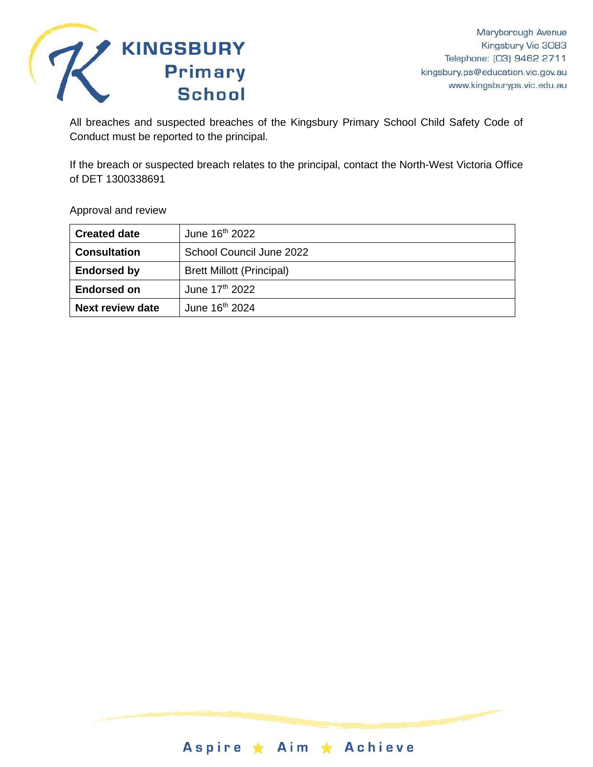All breaches and suspected breaches of the Kingsbury Primary School Child Safety Code of Conduct must be reported to the principal.

If the breach or suspected breach relates to the principal, contact the North-West Victoria Office of DET 1300338691

Approval and review

| | |
|---|---|
| **Created date** | June 16th 2022 |
| **Consultation** | School Council June 2022 |
| **Endorsed by** | Brett Millott (Principal) |
| **Endorsed on** | June 17th 2022 |
| **Next review date** | June 16th 2024 |